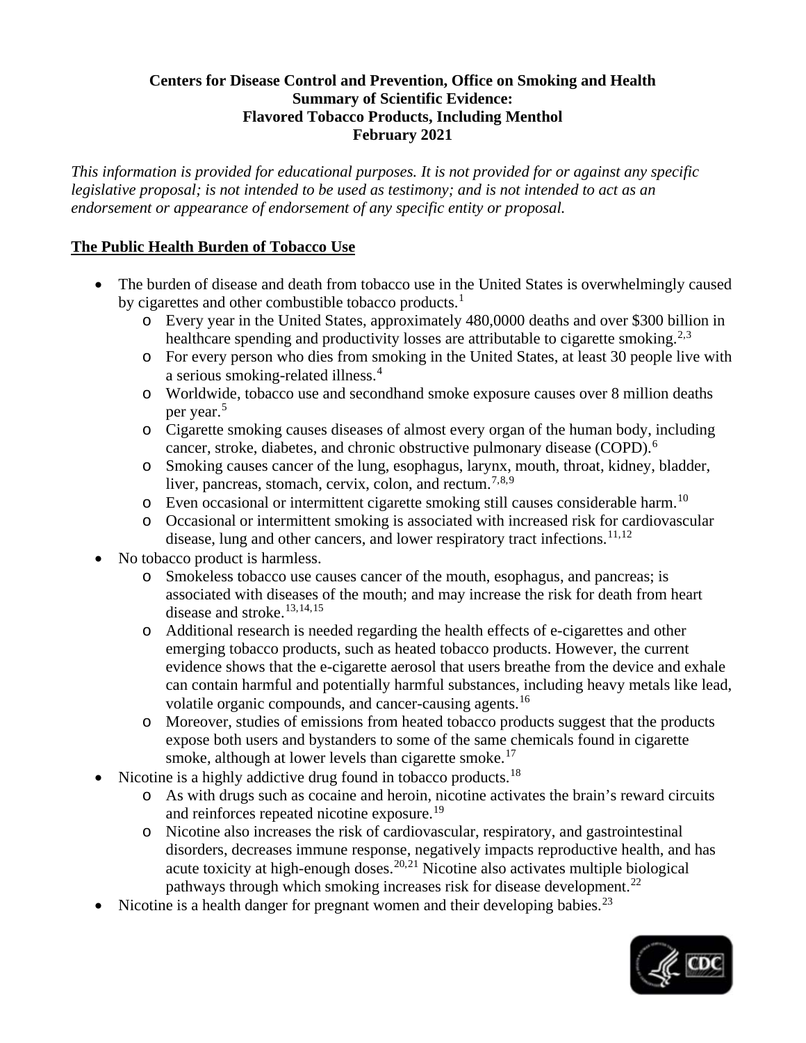**Centers for Disease Control and Prevention, Office on Smoking and Health**
**Summary of Scientific Evidence:**
**Flavored Tobacco Products, Including Menthol**
**February 2021**

*This information is provided for educational purposes. It is not provided for or against any specific legislative proposal; is not intended to be used as testimony; and is not intended to act as an endorsement or appearance of endorsement of any specific entity or proposal.*

## The Public Health Burden of Tobacco Use

- The burden of disease and death from tobacco use in the United States is overwhelmingly caused by cigarettes and other combustible tobacco products.[1]
  - Every year in the United States, approximately 480,0000 deaths and over $300 billion in healthcare spending and productivity losses are attributable to cigarette smoking.[2,3]
  - For every person who dies from smoking in the United States, at least 30 people live with a serious smoking-related illness.[4]
  - Worldwide, tobacco use and secondhand smoke exposure causes over 8 million deaths per year.[5]
  - Cigarette smoking causes diseases of almost every organ of the human body, including cancer, stroke, diabetes, and chronic obstructive pulmonary disease (COPD).[6]
  - Smoking causes cancer of the lung, esophagus, larynx, mouth, throat, kidney, bladder, liver, pancreas, stomach, cervix, colon, and rectum.[7,8,9]
  - Even occasional or intermittent cigarette smoking still causes considerable harm.[10]
  - Occasional or intermittent smoking is associated with increased risk for cardiovascular disease, lung and other cancers, and lower respiratory tract infections.[11,12]
- No tobacco product is harmless.
  - Smokeless tobacco use causes cancer of the mouth, esophagus, and pancreas; is associated with diseases of the mouth; and may increase the risk for death from heart disease and stroke.[13,14,15]
  - Additional research is needed regarding the health effects of e-cigarettes and other emerging tobacco products, such as heated tobacco products. However, the current evidence shows that the e-cigarette aerosol that users breathe from the device and exhale can contain harmful and potentially harmful substances, including heavy metals like lead, volatile organic compounds, and cancer-causing agents.[16]
  - Moreover, studies of emissions from heated tobacco products suggest that the products expose both users and bystanders to some of the same chemicals found in cigarette smoke, although at lower levels than cigarette smoke.[17]
- Nicotine is a highly addictive drug found in tobacco products.[18]
  - As with drugs such as cocaine and heroin, nicotine activates the brain's reward circuits and reinforces repeated nicotine exposure.[19]
  - Nicotine also increases the risk of cardiovascular, respiratory, and gastrointestinal disorders, decreases immune response, negatively impacts reproductive health, and has acute toxicity at high-enough doses.[20,21] Nicotine also activates multiple biological pathways through which smoking increases risk for disease development.[22]
- Nicotine is a health danger for pregnant women and their developing babies.[23]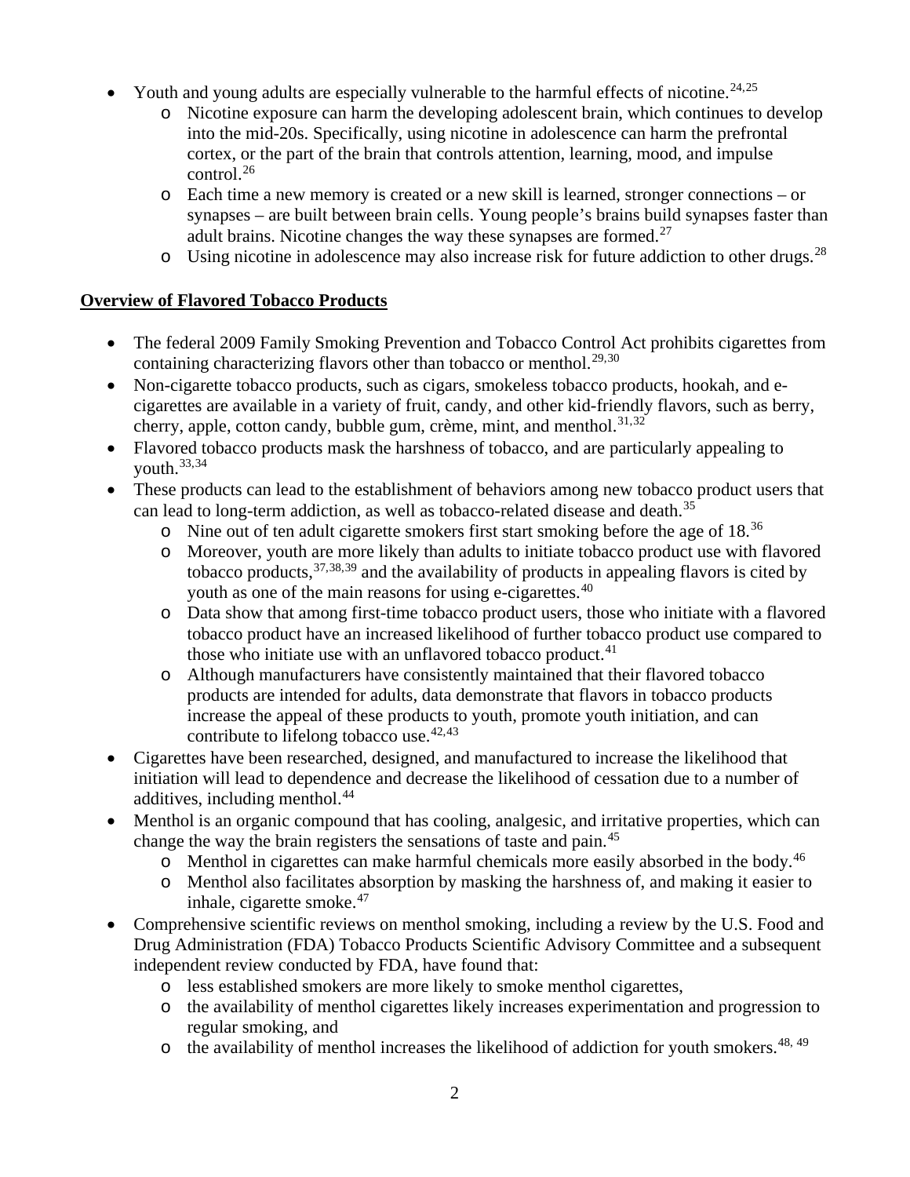- Youth and young adults are especially vulnerable to the harmful effects of nicotine.[24,25]
    - Nicotine exposure can harm the developing adolescent brain, which continues to develop into the mid-20s. Specifically, using nicotine in adolescence can harm the prefrontal cortex, or the part of the brain that controls attention, learning, mood, and impulse control.[26]
    - Each time a new memory is created or a new skill is learned, stronger connections – or synapses – are built between brain cells. Young people's brains build synapses faster than adult brains. Nicotine changes the way these synapses are formed.[27]
    - Using nicotine in adolescence may also increase risk for future addiction to other drugs.[28]

**Overview of Flavored Tobacco Products**

- The federal 2009 Family Smoking Prevention and Tobacco Control Act prohibits cigarettes from containing characterizing flavors other than tobacco or menthol.[29,30]
- Non-cigarette tobacco products, such as cigars, smokeless tobacco products, hookah, and e-cigarettes are available in a variety of fruit, candy, and other kid-friendly flavors, such as berry, cherry, apple, cotton candy, bubble gum, crème, mint, and menthol.[31,32]
- Flavored tobacco products mask the harshness of tobacco, and are particularly appealing to youth.[33,34]
- These products can lead to the establishment of behaviors among new tobacco product users that can lead to long-term addiction, as well as tobacco-related disease and death.[35]
    - Nine out of ten adult cigarette smokers first start smoking before the age of 18.[36]
    - Moreover, youth are more likely than adults to initiate tobacco product use with flavored tobacco products,[37,38,39] and the availability of products in appealing flavors is cited by youth as one of the main reasons for using e-cigarettes.[40]
    - Data show that among first-time tobacco product users, those who initiate with a flavored tobacco product have an increased likelihood of further tobacco product use compared to those who initiate use with an unflavored tobacco product.[41]
    - Although manufacturers have consistently maintained that their flavored tobacco products are intended for adults, data demonstrate that flavors in tobacco products increase the appeal of these products to youth, promote youth initiation, and can contribute to lifelong tobacco use.[42,43]
- Cigarettes have been researched, designed, and manufactured to increase the likelihood that initiation will lead to dependence and decrease the likelihood of cessation due to a number of additives, including menthol.[44]
- Menthol is an organic compound that has cooling, analgesic, and irritative properties, which can change the way the brain registers the sensations of taste and pain.[45]
    - Menthol in cigarettes can make harmful chemicals more easily absorbed in the body.[46]
    - Menthol also facilitates absorption by masking the harshness of, and making it easier to inhale, cigarette smoke.[47]
- Comprehensive scientific reviews on menthol smoking, including a review by the U.S. Food and Drug Administration (FDA) Tobacco Products Scientific Advisory Committee and a subsequent independent review conducted by FDA, have found that:
    - less established smokers are more likely to smoke menthol cigarettes,
    - the availability of menthol cigarettes likely increases experimentation and progression to regular smoking, and
    - the availability of menthol increases the likelihood of addiction for youth smokers.[48, 49]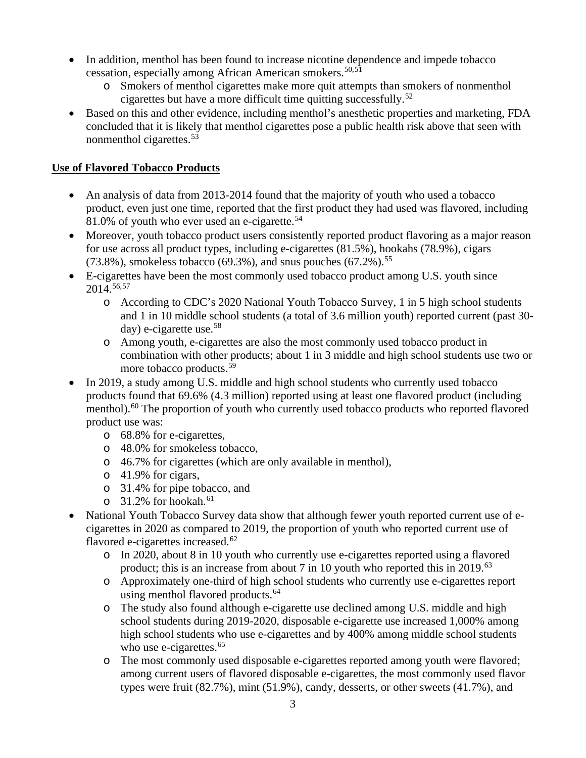- In addition, menthol has been found to increase nicotine dependence and impede tobacco cessation, especially among African American smokers.[50,51]
  - Smokers of menthol cigarettes make more quit attempts than smokers of nonmenthol cigarettes but have a more difficult time quitting successfully.[52]
- Based on this and other evidence, including menthol's anesthetic properties and marketing, FDA concluded that it is likely that menthol cigarettes pose a public health risk above that seen with nonmenthol cigarettes.[53]

## Use of Flavored Tobacco Products

- An analysis of data from 2013-2014 found that the majority of youth who used a tobacco product, even just one time, reported that the first product they had used was flavored, including 81.0% of youth who ever used an e-cigarette.[54]
- Moreover, youth tobacco product users consistently reported product flavoring as a major reason for use across all product types, including e-cigarettes (81.5%), hookahs (78.9%), cigars (73.8%), smokeless tobacco (69.3%), and snus pouches (67.2%).[55]
- E-cigarettes have been the most commonly used tobacco product among U.S. youth since 2014.[56,57]
  - According to CDC's 2020 National Youth Tobacco Survey, 1 in 5 high school students and 1 in 10 middle school students (a total of 3.6 million youth) reported current (past 30-day) e-cigarette use.[58]
  - Among youth, e-cigarettes are also the most commonly used tobacco product in combination with other products; about 1 in 3 middle and high school students use two or more tobacco products.[59]
- In 2019, a study among U.S. middle and high school students who currently used tobacco products found that 69.6% (4.3 million) reported using at least one flavored product (including menthol).[60] The proportion of youth who currently used tobacco products who reported flavored product use was:
  - 68.8% for e-cigarettes,
  - 48.0% for smokeless tobacco,
  - 46.7% for cigarettes (which are only available in menthol),
  - 41.9% for cigars,
  - 31.4% for pipe tobacco, and
  - 31.2% for hookah.[61]
- National Youth Tobacco Survey data show that although fewer youth reported current use of e-cigarettes in 2020 as compared to 2019, the proportion of youth who reported current use of flavored e-cigarettes increased.[62]
  - In 2020, about 8 in 10 youth who currently use e-cigarettes reported using a flavored product; this is an increase from about 7 in 10 youth who reported this in 2019.[63]
  - Approximately one-third of high school students who currently use e-cigarettes report using menthol flavored products.[64]
  - The study also found although e-cigarette use declined among U.S. middle and high school students during 2019-2020, disposable e-cigarette use increased 1,000% among high school students who use e-cigarettes and by 400% among middle school students who use e-cigarettes.[65]
  - The most commonly used disposable e-cigarettes reported among youth were flavored; among current users of flavored disposable e-cigarettes, the most commonly used flavor types were fruit (82.7%), mint (51.9%), candy, desserts, or other sweets (41.7%), and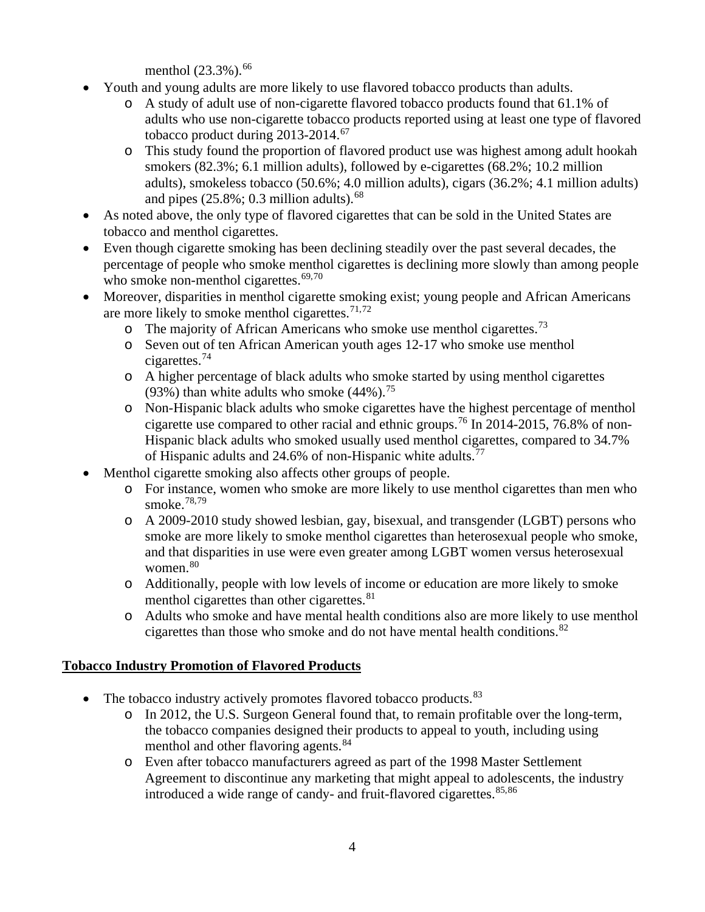- menthol (23.3%).[66]
- Youth and young adults are more likely to use flavored tobacco products than adults.
    - A study of adult use of non-cigarette flavored tobacco products found that 61.1% of adults who use non-cigarette tobacco products reported using at least one type of flavored tobacco product during 2013-2014.[67]
    - This study found the proportion of flavored product use was highest among adult hookah smokers (82.3%; 6.1 million adults), followed by e-cigarettes (68.2%; 10.2 million adults), smokeless tobacco (50.6%; 4.0 million adults), cigars (36.2%; 4.1 million adults) and pipes (25.8%; 0.3 million adults).[68]
- As noted above, the only type of flavored cigarettes that can be sold in the United States are tobacco and menthol cigarettes.
- Even though cigarette smoking has been declining steadily over the past several decades, the percentage of people who smoke menthol cigarettes is declining more slowly than among people who smoke non-menthol cigarettes.[69,70]
- Moreover, disparities in menthol cigarette smoking exist; young people and African Americans are more likely to smoke menthol cigarettes.[71,72]
    - The majority of African Americans who smoke use menthol cigarettes.[73]
    - Seven out of ten African American youth ages 12-17 who smoke use menthol cigarettes.[74]
    - A higher percentage of black adults who smoke started by using menthol cigarettes (93%) than white adults who smoke (44%).[75]
    - Non-Hispanic black adults who smoke cigarettes have the highest percentage of menthol cigarette use compared to other racial and ethnic groups.[76] In 2014-2015, 76.8% of non-Hispanic black adults who smoked usually used menthol cigarettes, compared to 34.7% of Hispanic adults and 24.6% of non-Hispanic white adults.[77]
- Menthol cigarette smoking also affects other groups of people.
    - For instance, women who smoke are more likely to use menthol cigarettes than men who smoke.[78,79]
    - A 2009-2010 study showed lesbian, gay, bisexual, and transgender (LGBT) persons who smoke are more likely to smoke menthol cigarettes than heterosexual people who smoke, and that disparities in use were even greater among LGBT women versus heterosexual women.[80]
    - Additionally, people with low levels of income or education are more likely to smoke menthol cigarettes than other cigarettes.[81]
    - Adults who smoke and have mental health conditions also are more likely to use menthol cigarettes than those who smoke and do not have mental health conditions.[82]

## Tobacco Industry Promotion of Flavored Products

- The tobacco industry actively promotes flavored tobacco products.[83]
    - In 2012, the U.S. Surgeon General found that, to remain profitable over the long-term, the tobacco companies designed their products to appeal to youth, including using menthol and other flavoring agents.[84]
    - Even after tobacco manufacturers agreed as part of the 1998 Master Settlement Agreement to discontinue any marketing that might appeal to adolescents, the industry introduced a wide range of candy- and fruit-flavored cigarettes.[85,86]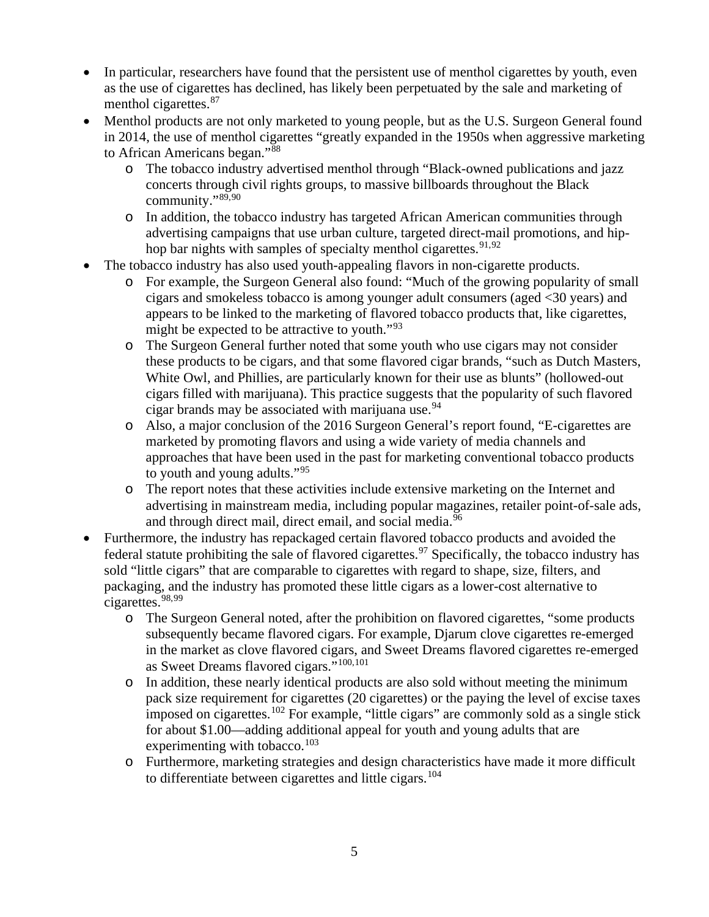- In particular, researchers have found that the persistent use of menthol cigarettes by youth, even as the use of cigarettes has declined, has likely been perpetuated by the sale and marketing of menthol cigarettes.[87]
- Menthol products are not only marketed to young people, but as the U.S. Surgeon General found in 2014, the use of menthol cigarettes "greatly expanded in the 1950s when aggressive marketing to African Americans began."[88]
    - The tobacco industry advertised menthol through "Black-owned publications and jazz concerts through civil rights groups, to massive billboards throughout the Black community."[89,90]
    - In addition, the tobacco industry has targeted African American communities through advertising campaigns that use urban culture, targeted direct-mail promotions, and hip-hop bar nights with samples of specialty menthol cigarettes.[91,92]
- The tobacco industry has also used youth-appealing flavors in non-cigarette products.
    - For example, the Surgeon General also found: "Much of the growing popularity of small cigars and smokeless tobacco is among younger adult consumers (aged <30 years) and appears to be linked to the marketing of flavored tobacco products that, like cigarettes, might be expected to be attractive to youth."[93]
    - The Surgeon General further noted that some youth who use cigars may not consider these products to be cigars, and that some flavored cigar brands, "such as Dutch Masters, White Owl, and Phillies, are particularly known for their use as blunts" (hollowed-out cigars filled with marijuana). This practice suggests that the popularity of such flavored cigar brands may be associated with marijuana use.[94]
    - Also, a major conclusion of the 2016 Surgeon General's report found, "E-cigarettes are marketed by promoting flavors and using a wide variety of media channels and approaches that have been used in the past for marketing conventional tobacco products to youth and young adults."[95]
    - The report notes that these activities include extensive marketing on the Internet and advertising in mainstream media, including popular magazines, retailer point-of-sale ads, and through direct mail, direct email, and social media.[96]
- Furthermore, the industry has repackaged certain flavored tobacco products and avoided the federal statute prohibiting the sale of flavored cigarettes.[97] Specifically, the tobacco industry has sold "little cigars" that are comparable to cigarettes with regard to shape, size, filters, and packaging, and the industry has promoted these little cigars as a lower-cost alternative to cigarettes.[98,99]
    - The Surgeon General noted, after the prohibition on flavored cigarettes, "some products subsequently became flavored cigars. For example, Djarum clove cigarettes re-emerged in the market as clove flavored cigars, and Sweet Dreams flavored cigarettes re-emerged as Sweet Dreams flavored cigars."[100,101]
    - In addition, these nearly identical products are also sold without meeting the minimum pack size requirement for cigarettes (20 cigarettes) or the paying the level of excise taxes imposed on cigarettes.[102] For example, "little cigars" are commonly sold as a single stick for about $1.00—adding additional appeal for youth and young adults that are experimenting with tobacco.[103]
    - Furthermore, marketing strategies and design characteristics have made it more difficult to differentiate between cigarettes and little cigars.[104]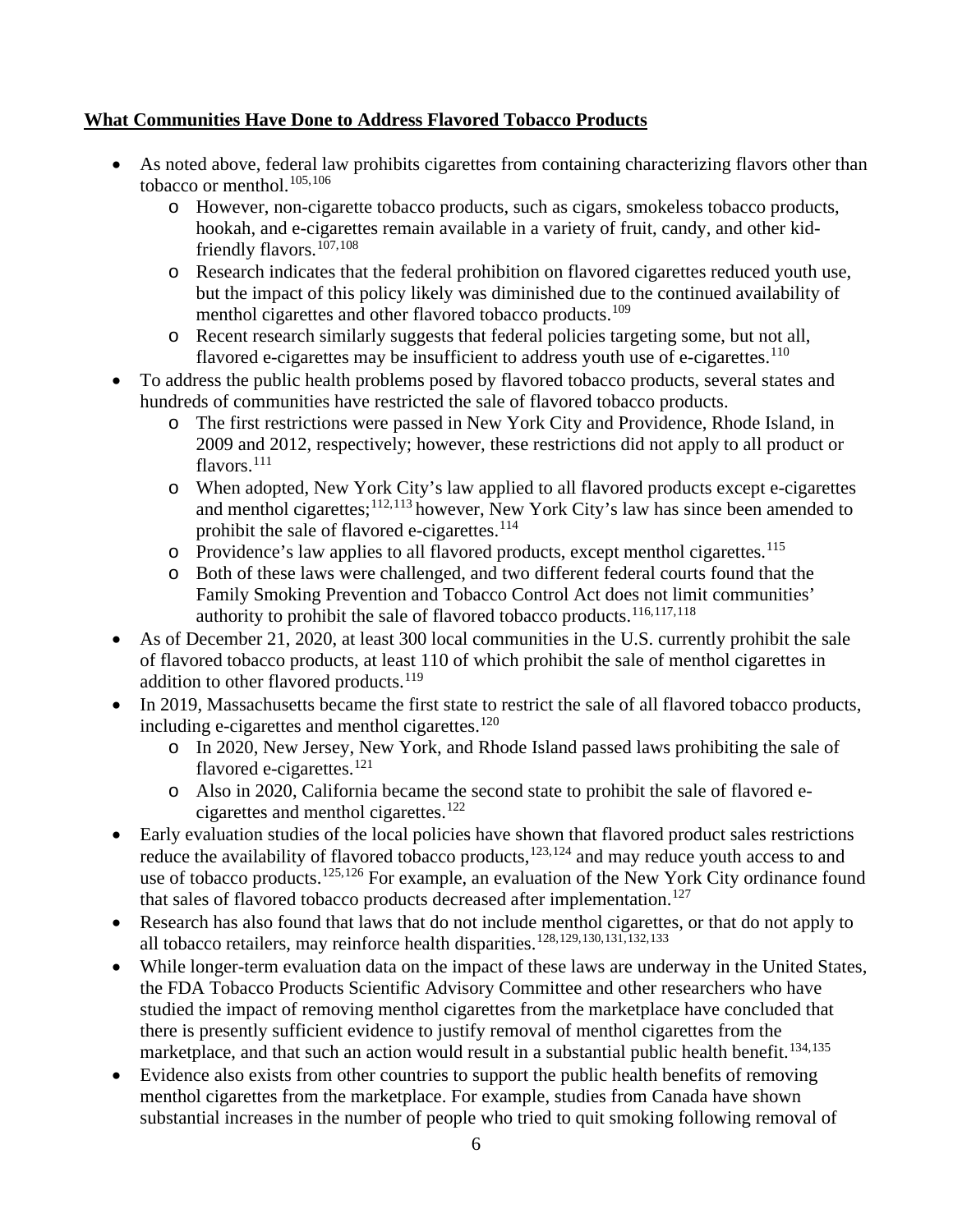**What Communities Have Done to Address Flavored Tobacco Products**

- As noted above, federal law prohibits cigarettes from containing characterizing flavors other than tobacco or menthol.[105,106]
  - However, non-cigarette tobacco products, such as cigars, smokeless tobacco products, hookah, and e-cigarettes remain available in a variety of fruit, candy, and other kid-friendly flavors.[107,108]
  - Research indicates that the federal prohibition on flavored cigarettes reduced youth use, but the impact of this policy likely was diminished due to the continued availability of menthol cigarettes and other flavored tobacco products.[109]
  - Recent research similarly suggests that federal policies targeting some, but not all, flavored e-cigarettes may be insufficient to address youth use of e-cigarettes.[110]
- To address the public health problems posed by flavored tobacco products, several states and hundreds of communities have restricted the sale of flavored tobacco products.
  - The first restrictions were passed in New York City and Providence, Rhode Island, in 2009 and 2012, respectively; however, these restrictions did not apply to all product or flavors.[111]
  - When adopted, New York City's law applied to all flavored products except e-cigarettes and menthol cigarettes;[112,113] however, New York City's law has since been amended to prohibit the sale of flavored e-cigarettes.[114]
  - Providence's law applies to all flavored products, except menthol cigarettes.[115]
  - Both of these laws were challenged, and two different federal courts found that the Family Smoking Prevention and Tobacco Control Act does not limit communities' authority to prohibit the sale of flavored tobacco products.[116,117,118]
- As of December 21, 2020, at least 300 local communities in the U.S. currently prohibit the sale of flavored tobacco products, at least 110 of which prohibit the sale of menthol cigarettes in addition to other flavored products.[119]
- In 2019, Massachusetts became the first state to restrict the sale of all flavored tobacco products, including e-cigarettes and menthol cigarettes.[120]
  - In 2020, New Jersey, New York, and Rhode Island passed laws prohibiting the sale of flavored e-cigarettes.[121]
  - Also in 2020, California became the second state to prohibit the sale of flavored e-cigarettes and menthol cigarettes.[122]
- Early evaluation studies of the local policies have shown that flavored product sales restrictions reduce the availability of flavored tobacco products,[123,124] and may reduce youth access to and use of tobacco products.[125,126] For example, an evaluation of the New York City ordinance found that sales of flavored tobacco products decreased after implementation.[127]
- Research has also found that laws that do not include menthol cigarettes, or that do not apply to all tobacco retailers, may reinforce health disparities.[128,129,130,131,132,133]
- While longer-term evaluation data on the impact of these laws are underway in the United States, the FDA Tobacco Products Scientific Advisory Committee and other researchers who have studied the impact of removing menthol cigarettes from the marketplace have concluded that there is presently sufficient evidence to justify removal of menthol cigarettes from the marketplace, and that such an action would result in a substantial public health benefit.[134,135]
- Evidence also exists from other countries to support the public health benefits of removing menthol cigarettes from the marketplace. For example, studies from Canada have shown substantial increases in the number of people who tried to quit smoking following removal of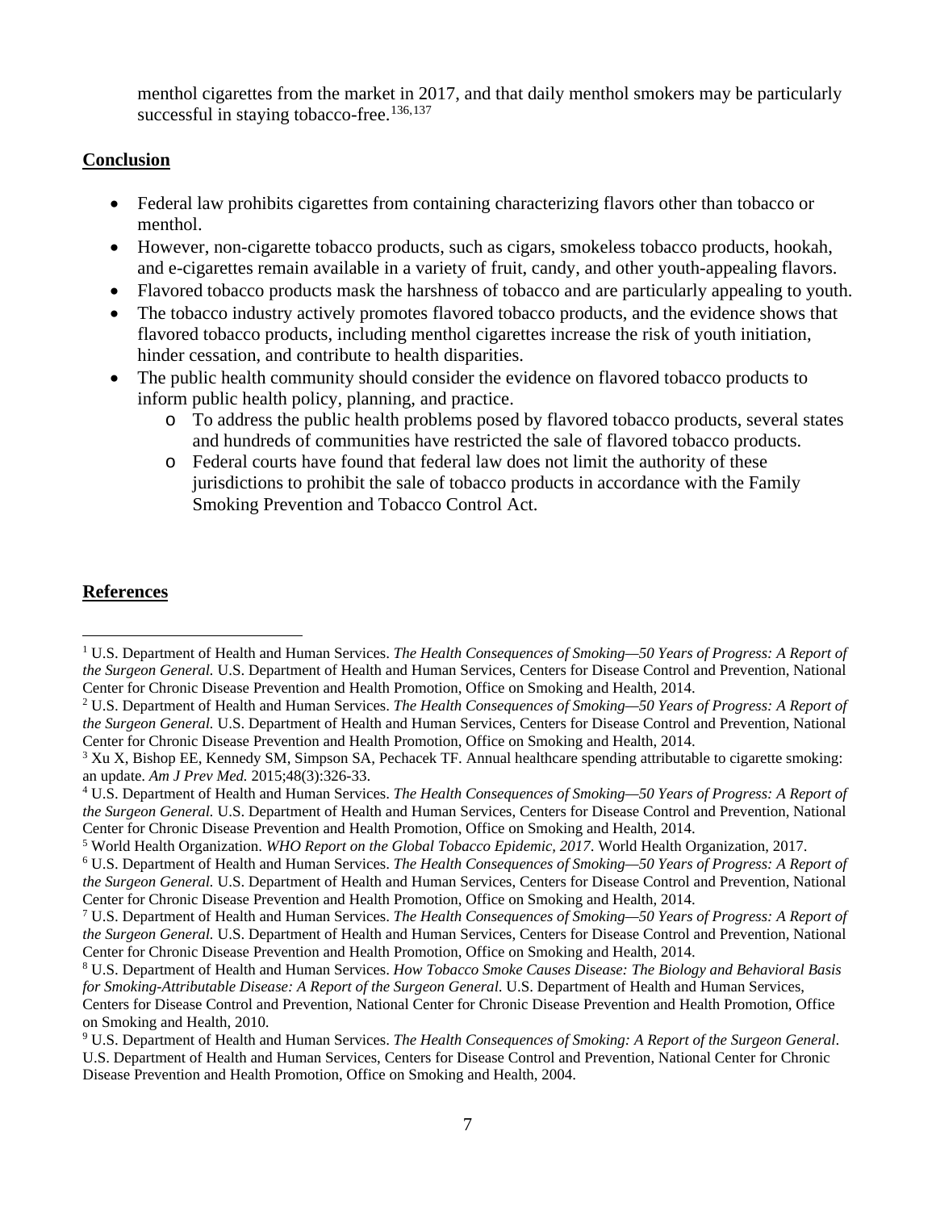menthol cigarettes from the market in 2017, and that daily menthol smokers may be particularly successful in staying tobacco-free.[136,137]

**Conclusion**

- Federal law prohibits cigarettes from containing characterizing flavors other than tobacco or menthol.
- However, non-cigarette tobacco products, such as cigars, smokeless tobacco products, hookah, and e-cigarettes remain available in a variety of fruit, candy, and other youth-appealing flavors.
- Flavored tobacco products mask the harshness of tobacco and are particularly appealing to youth.
- The tobacco industry actively promotes flavored tobacco products, and the evidence shows that flavored tobacco products, including menthol cigarettes increase the risk of youth initiation, hinder cessation, and contribute to health disparities.
- The public health community should consider the evidence on flavored tobacco products to inform public health policy, planning, and practice.
    - To address the public health problems posed by flavored tobacco products, several states and hundreds of communities have restricted the sale of flavored tobacco products.
    - Federal courts have found that federal law does not limit the authority of these jurisdictions to prohibit the sale of tobacco products in accordance with the Family Smoking Prevention and Tobacco Control Act.

**References**

[1] U.S. Department of Health and Human Services. *The Health Consequences of Smoking—50 Years of Progress: A Report of the Surgeon General.* U.S. Department of Health and Human Services, Centers for Disease Control and Prevention, National Center for Chronic Disease Prevention and Health Promotion, Office on Smoking and Health, 2014.

[2] U.S. Department of Health and Human Services. *The Health Consequences of Smoking—50 Years of Progress: A Report of the Surgeon General.* U.S. Department of Health and Human Services, Centers for Disease Control and Prevention, National Center for Chronic Disease Prevention and Health Promotion, Office on Smoking and Health, 2014.

[3] Xu X, Bishop EE, Kennedy SM, Simpson SA, Pechacek TF. Annual healthcare spending attributable to cigarette smoking: an update. *Am J Prev Med.* 2015;48(3):326-33.

[4] U.S. Department of Health and Human Services. *The Health Consequences of Smoking—50 Years of Progress: A Report of the Surgeon General.* U.S. Department of Health and Human Services, Centers for Disease Control and Prevention, National Center for Chronic Disease Prevention and Health Promotion, Office on Smoking and Health, 2014.

[5] World Health Organization. *WHO Report on the Global Tobacco Epidemic, 2017.* World Health Organization, 2017.

[6] U.S. Department of Health and Human Services. *The Health Consequences of Smoking—50 Years of Progress: A Report of the Surgeon General.* U.S. Department of Health and Human Services, Centers for Disease Control and Prevention, National Center for Chronic Disease Prevention and Health Promotion, Office on Smoking and Health, 2014.

[7] U.S. Department of Health and Human Services. *The Health Consequences of Smoking—50 Years of Progress: A Report of the Surgeon General.* U.S. Department of Health and Human Services, Centers for Disease Control and Prevention, National Center for Chronic Disease Prevention and Health Promotion, Office on Smoking and Health, 2014.

[8] U.S. Department of Health and Human Services. *How Tobacco Smoke Causes Disease: The Biology and Behavioral Basis for Smoking-Attributable Disease: A Report of the Surgeon General.* U.S. Department of Health and Human Services, Centers for Disease Control and Prevention, National Center for Chronic Disease Prevention and Health Promotion, Office on Smoking and Health, 2010.

[9] U.S. Department of Health and Human Services. *The Health Consequences of Smoking: A Report of the Surgeon General*. U.S. Department of Health and Human Services, Centers for Disease Control and Prevention, National Center for Chronic Disease Prevention and Health Promotion, Office on Smoking and Health, 2004.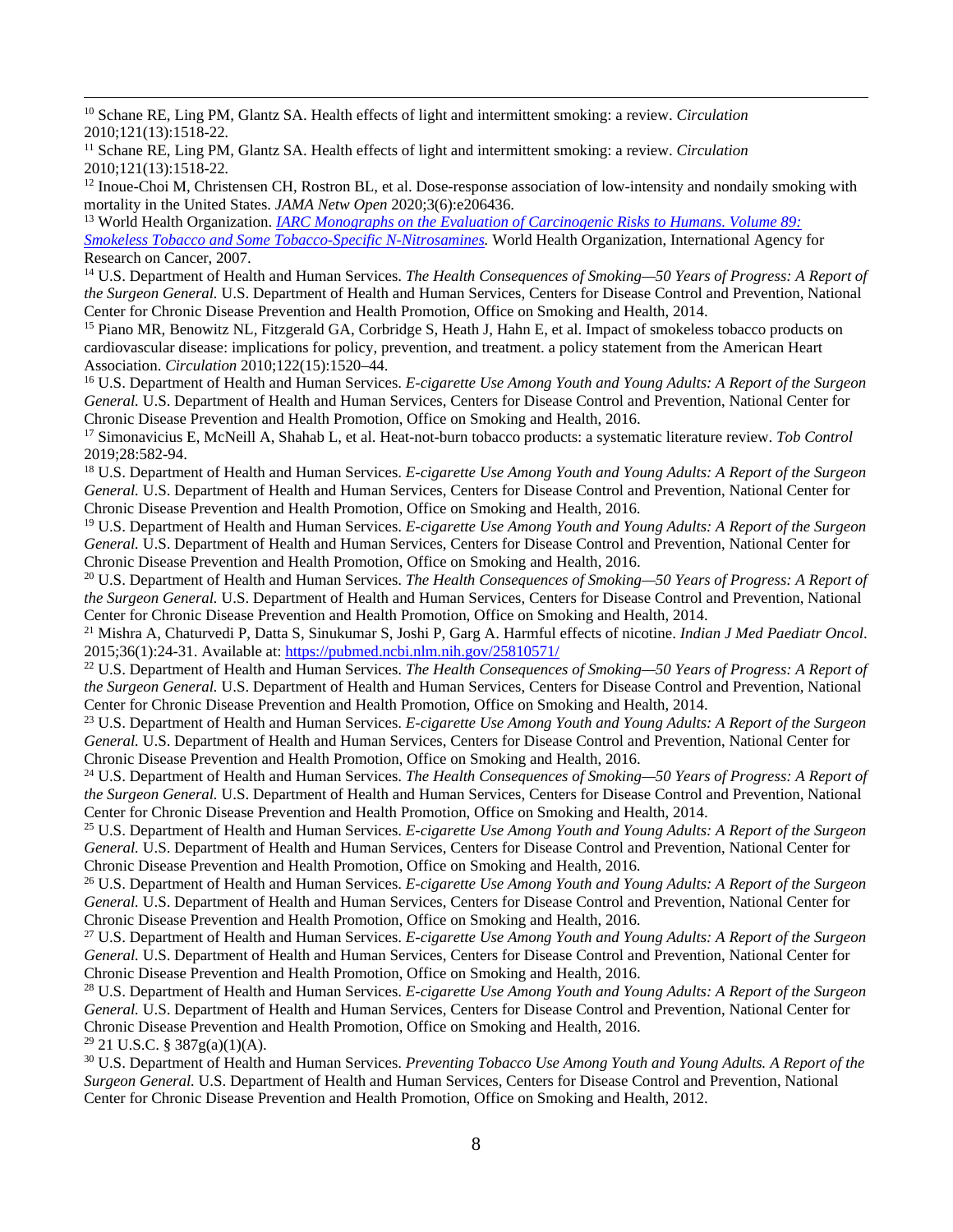[10] Schane RE, Ling PM, Glantz SA. Health effects of light and intermittent smoking: a review. *Circulation* 2010;121(13):1518-22.

[11] Schane RE, Ling PM, Glantz SA. Health effects of light and intermittent smoking: a review. *Circulation* 2010;121(13):1518-22.

[12] Inoue-Choi M, Christensen CH, Rostron BL, et al. Dose-response association of low-intensity and nondaily smoking with mortality in the United States. *JAMA Netw Open* 2020;3(6):e206436.

[13] World Health Organization. *[IARC Monographs on the Evaluation of Carcinogenic Risks to Humans. Volume 89: Smokeless Tobacco and Some Tobacco-Specific N-Nitrosamines](#).* World Health Organization, International Agency for Research on Cancer, 2007.

[14] U.S. Department of Health and Human Services. *The Health Consequences of Smoking—50 Years of Progress: A Report of the Surgeon General.* U.S. Department of Health and Human Services, Centers for Disease Control and Prevention, National Center for Chronic Disease Prevention and Health Promotion, Office on Smoking and Health, 2014.

[15] Piano MR, Benowitz NL, Fitzgerald GA, Corbridge S, Heath J, Hahn E, et al. Impact of smokeless tobacco products on cardiovascular disease: implications for policy, prevention, and treatment. a policy statement from the American Heart Association. *Circulation* 2010;122(15):1520–44.

[16] U.S. Department of Health and Human Services. *E-cigarette Use Among Youth and Young Adults: A Report of the Surgeon General.* U.S. Department of Health and Human Services, Centers for Disease Control and Prevention, National Center for Chronic Disease Prevention and Health Promotion, Office on Smoking and Health, 2016.

[17] Simonavicius E, McNeill A, Shahab L, et al. Heat-not-burn tobacco products: a systematic literature review. *Tob Control* 2019;28:582-94.

[18] U.S. Department of Health and Human Services. *E-cigarette Use Among Youth and Young Adults: A Report of the Surgeon General.* U.S. Department of Health and Human Services, Centers for Disease Control and Prevention, National Center for Chronic Disease Prevention and Health Promotion, Office on Smoking and Health, 2016.

[19] U.S. Department of Health and Human Services. *E-cigarette Use Among Youth and Young Adults: A Report of the Surgeon General.* U.S. Department of Health and Human Services, Centers for Disease Control and Prevention, National Center for Chronic Disease Prevention and Health Promotion, Office on Smoking and Health, 2016.

[20] U.S. Department of Health and Human Services. *The Health Consequences of Smoking—50 Years of Progress: A Report of the Surgeon General.* U.S. Department of Health and Human Services, Centers for Disease Control and Prevention, National Center for Chronic Disease Prevention and Health Promotion, Office on Smoking and Health, 2014.

[21] Mishra A, Chaturvedi P, Datta S, Sinukumar S, Joshi P, Garg A. Harmful effects of nicotine. *Indian J Med Paediatr Oncol*. 2015;36(1):24-31. Available at: https://pubmed.ncbi.nlm.nih.gov/25810571/

[22] U.S. Department of Health and Human Services. *The Health Consequences of Smoking—50 Years of Progress: A Report of the Surgeon General.* U.S. Department of Health and Human Services, Centers for Disease Control and Prevention, National Center for Chronic Disease Prevention and Health Promotion, Office on Smoking and Health, 2014.

[23] U.S. Department of Health and Human Services. *E-cigarette Use Among Youth and Young Adults: A Report of the Surgeon General.* U.S. Department of Health and Human Services, Centers for Disease Control and Prevention, National Center for Chronic Disease Prevention and Health Promotion, Office on Smoking and Health, 2016.

[24] U.S. Department of Health and Human Services. *The Health Consequences of Smoking—50 Years of Progress: A Report of the Surgeon General.* U.S. Department of Health and Human Services, Centers for Disease Control and Prevention, National Center for Chronic Disease Prevention and Health Promotion, Office on Smoking and Health, 2014.

[25] U.S. Department of Health and Human Services. *E-cigarette Use Among Youth and Young Adults: A Report of the Surgeon General.* U.S. Department of Health and Human Services, Centers for Disease Control and Prevention, National Center for Chronic Disease Prevention and Health Promotion, Office on Smoking and Health, 2016.

[26] U.S. Department of Health and Human Services. *E-cigarette Use Among Youth and Young Adults: A Report of the Surgeon General.* U.S. Department of Health and Human Services, Centers for Disease Control and Prevention, National Center for Chronic Disease Prevention and Health Promotion, Office on Smoking and Health, 2016.

[27] U.S. Department of Health and Human Services. *E-cigarette Use Among Youth and Young Adults: A Report of the Surgeon General.* U.S. Department of Health and Human Services, Centers for Disease Control and Prevention, National Center for Chronic Disease Prevention and Health Promotion, Office on Smoking and Health, 2016.

[28] U.S. Department of Health and Human Services. *E-cigarette Use Among Youth and Young Adults: A Report of the Surgeon General.* U.S. Department of Health and Human Services, Centers for Disease Control and Prevention, National Center for Chronic Disease Prevention and Health Promotion, Office on Smoking and Health, 2016.

[29] 21 U.S.C. § 387g(a)(1)(A).

[30] U.S. Department of Health and Human Services. *Preventing Tobacco Use Among Youth and Young Adults. A Report of the Surgeon General.* U.S. Department of Health and Human Services, Centers for Disease Control and Prevention, National Center for Chronic Disease Prevention and Health Promotion, Office on Smoking and Health, 2012.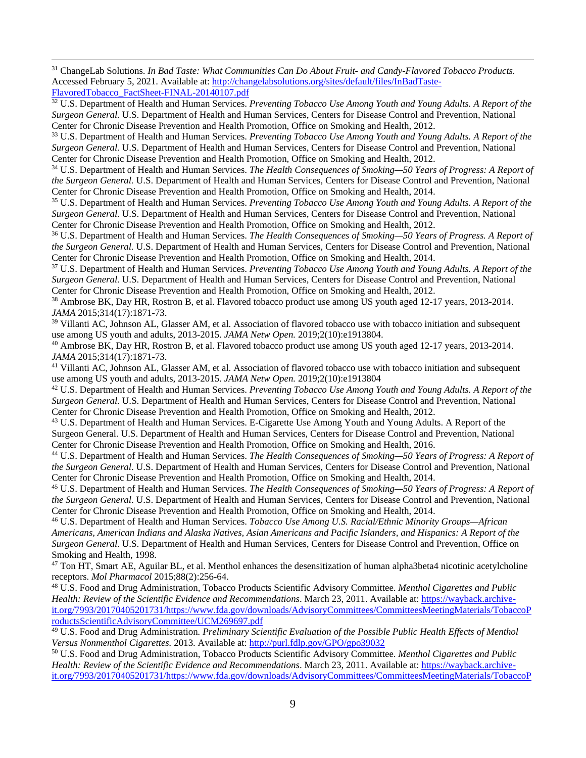[31] ChangeLab Solutions. *In Bad Taste: What Communities Can Do About Fruit- and Candy-Flavored Tobacco Products.* Accessed February 5, 2021. Available at: http://changelabsolutions.org/sites/default/files/InBadTaste-FlavoredTobacco_FactSheet-FINAL-20140107.pdf

[32] U.S. Department of Health and Human Services. *Preventing Tobacco Use Among Youth and Young Adults. A Report of the Surgeon General.* U.S. Department of Health and Human Services, Centers for Disease Control and Prevention, National Center for Chronic Disease Prevention and Health Promotion, Office on Smoking and Health, 2012.

[33] U.S. Department of Health and Human Services. *Preventing Tobacco Use Among Youth and Young Adults. A Report of the Surgeon General.* U.S. Department of Health and Human Services, Centers for Disease Control and Prevention, National Center for Chronic Disease Prevention and Health Promotion, Office on Smoking and Health, 2012.

[34] U.S. Department of Health and Human Services. *The Health Consequences of Smoking—50 Years of Progress: A Report of the Surgeon General.* U.S. Department of Health and Human Services, Centers for Disease Control and Prevention, National Center for Chronic Disease Prevention and Health Promotion, Office on Smoking and Health, 2014.

[35] U.S. Department of Health and Human Services. *Preventing Tobacco Use Among Youth and Young Adults. A Report of the Surgeon General.* U.S. Department of Health and Human Services, Centers for Disease Control and Prevention, National Center for Chronic Disease Prevention and Health Promotion, Office on Smoking and Health, 2012.

[36] U.S. Department of Health and Human Services. *The Health Consequences of Smoking—50 Years of Progress. A Report of the Surgeon General.* U.S. Department of Health and Human Services, Centers for Disease Control and Prevention, National Center for Chronic Disease Prevention and Health Promotion, Office on Smoking and Health, 2014.

[37] U.S. Department of Health and Human Services. *Preventing Tobacco Use Among Youth and Young Adults. A Report of the Surgeon General.* U.S. Department of Health and Human Services, Centers for Disease Control and Prevention, National Center for Chronic Disease Prevention and Health Promotion, Office on Smoking and Health, 2012.

[38] Ambrose BK, Day HR, Rostron B, et al. Flavored tobacco product use among US youth aged 12-17 years, 2013-2014. *JAMA* 2015;314(17):1871-73.

[39] Villanti AC, Johnson AL, Glasser AM, et al. Association of flavored tobacco use with tobacco initiation and subsequent use among US youth and adults, 2013-2015. *JAMA Netw Open.* 2019;2(10):e1913804.

[40] Ambrose BK, Day HR, Rostron B, et al. Flavored tobacco product use among US youth aged 12-17 years, 2013-2014. *JAMA* 2015;314(17):1871-73.

[41] Villanti AC, Johnson AL, Glasser AM, et al. Association of flavored tobacco use with tobacco initiation and subsequent use among US youth and adults, 2013-2015. *JAMA Netw Open.* 2019;2(10):e1913804

[42] U.S. Department of Health and Human Services. *Preventing Tobacco Use Among Youth and Young Adults. A Report of the Surgeon General.* U.S. Department of Health and Human Services, Centers for Disease Control and Prevention, National Center for Chronic Disease Prevention and Health Promotion, Office on Smoking and Health, 2012.

[43] U.S. Department of Health and Human Services. E-Cigarette Use Among Youth and Young Adults. A Report of the Surgeon General. U.S. Department of Health and Human Services, Centers for Disease Control and Prevention, National Center for Chronic Disease Prevention and Health Promotion, Office on Smoking and Health, 2016.

[44] U.S. Department of Health and Human Services. *The Health Consequences of Smoking—50 Years of Progress: A Report of the Surgeon General*. U.S. Department of Health and Human Services, Centers for Disease Control and Prevention, National Center for Chronic Disease Prevention and Health Promotion, Office on Smoking and Health, 2014.

[45] U.S. Department of Health and Human Services. *The Health Consequences of Smoking—50 Years of Progress: A Report of the Surgeon General*. U.S. Department of Health and Human Services, Centers for Disease Control and Prevention, National Center for Chronic Disease Prevention and Health Promotion, Office on Smoking and Health, 2014.

[46] U.S. Department of Health and Human Services. *Tobacco Use Among U.S. Racial/Ethnic Minority Groups—African Americans, American Indians and Alaska Natives, Asian Americans and Pacific Islanders, and Hispanics: A Report of the Surgeon General*. U.S. Department of Health and Human Services, Centers for Disease Control and Prevention, Office on Smoking and Health, 1998.

[47] Ton HT, Smart AE, Aguilar BL, et al. Menthol enhances the desensitization of human alpha3beta4 nicotinic acetylcholine receptors. *Mol Pharmacol* 2015;88(2):256-64.

[48] U.S. Food and Drug Administration, Tobacco Products Scientific Advisory Committee. *Menthol Cigarettes and Public Health: Review of the Scientific Evidence and Recommendations*. March 23, 2011. Available at: https://wayback.archive-it.org/7993/20170405201731/https://www.fda.gov/downloads/AdvisoryCommittees/CommitteesMeetingMaterials/TobaccoProductsScientificAdvisoryCommittee/UCM269697.pdf

[49] U.S. Food and Drug Administration. *Preliminary Scientific Evaluation of the Possible Public Health Effects of Menthol Versus Nonmenthol Cigarettes.* 2013. Available at: http://purl.fdlp.gov/GPO/gpo39032

[50] U.S. Food and Drug Administration, Tobacco Products Scientific Advisory Committee. *Menthol Cigarettes and Public Health: Review of the Scientific Evidence and Recommendations*. March 23, 2011. Available at: https://wayback.archive-it.org/7993/20170405201731/https://www.fda.gov/downloads/AdvisoryCommittees/CommitteesMeetingMaterials/TobaccoP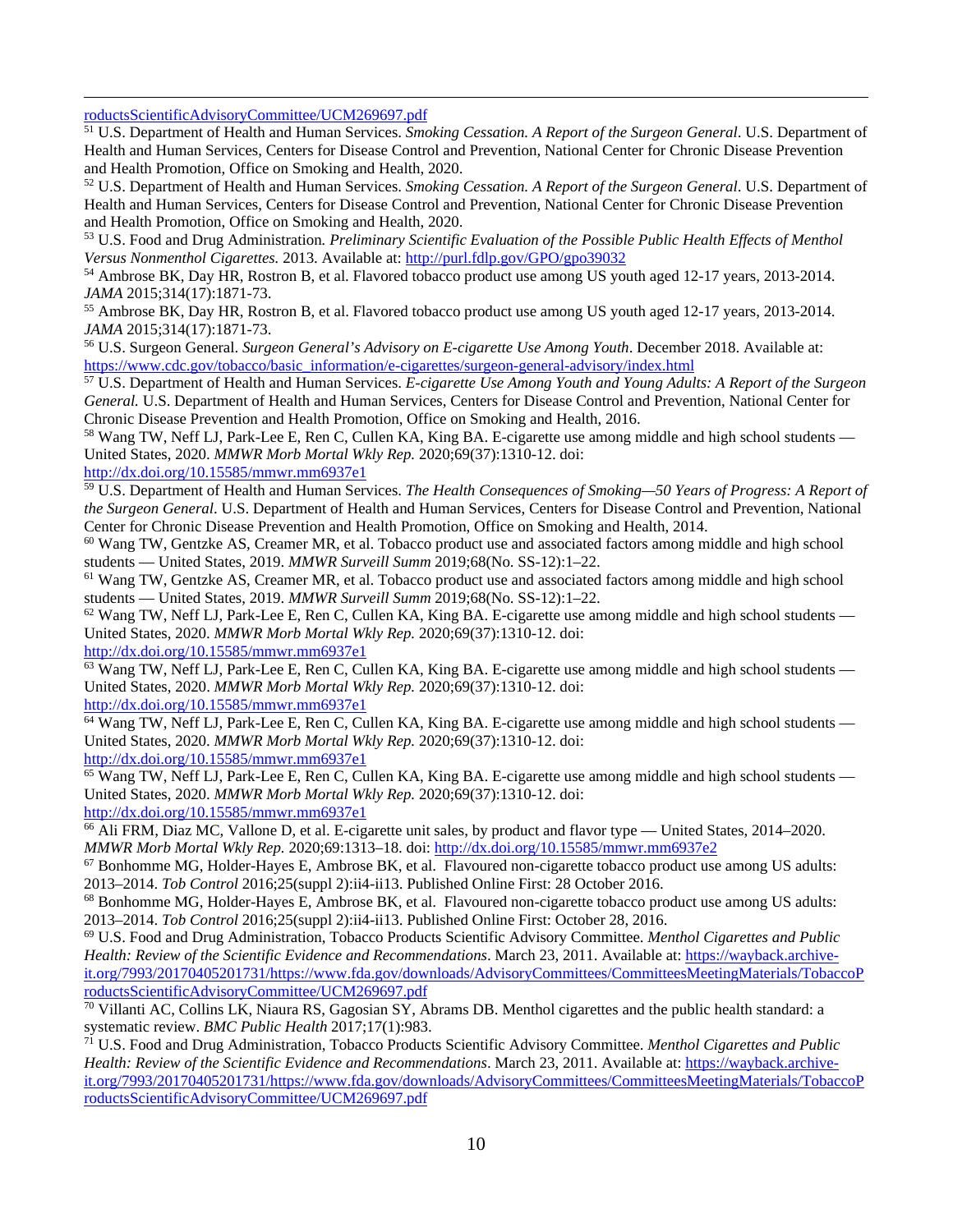roductsScientificAdvisoryCommittee/UCM269697.pdf

[51] U.S. Department of Health and Human Services. *Smoking Cessation. A Report of the Surgeon General*. U.S. Department of Health and Human Services, Centers for Disease Control and Prevention, National Center for Chronic Disease Prevention and Health Promotion, Office on Smoking and Health, 2020.

[52] U.S. Department of Health and Human Services. *Smoking Cessation. A Report of the Surgeon General*. U.S. Department of Health and Human Services, Centers for Disease Control and Prevention, National Center for Chronic Disease Prevention and Health Promotion, Office on Smoking and Health, 2020.

[53] U.S. Food and Drug Administration. *Preliminary Scientific Evaluation of the Possible Public Health Effects of Menthol Versus Nonmenthol Cigarettes.* 2013. Available at: http://purl.fdlp.gov/GPO/gpo39032

[54] Ambrose BK, Day HR, Rostron B, et al. Flavored tobacco product use among US youth aged 12-17 years, 2013-2014. *JAMA* 2015;314(17):1871-73.

[55] Ambrose BK, Day HR, Rostron B, et al. Flavored tobacco product use among US youth aged 12-17 years, 2013-2014. *JAMA* 2015;314(17):1871-73.

[56] U.S. Surgeon General. *Surgeon General's Advisory on E-cigarette Use Among Youth*. December 2018. Available at: https://www.cdc.gov/tobacco/basic_information/e-cigarettes/surgeon-general-advisory/index.html

[57] U.S. Department of Health and Human Services. *E-cigarette Use Among Youth and Young Adults: A Report of the Surgeon General.* U.S. Department of Health and Human Services, Centers for Disease Control and Prevention, National Center for Chronic Disease Prevention and Health Promotion, Office on Smoking and Health, 2016.

[58] Wang TW, Neff LJ, Park-Lee E, Ren C, Cullen KA, King BA. E-cigarette use among middle and high school students — United States, 2020. *MMWR Morb Mortal Wkly Rep.* 2020;69(37):1310-12. doi: http://dx.doi.org/10.15585/mmwr.mm6937e1

[59] U.S. Department of Health and Human Services. *The Health Consequences of Smoking—50 Years of Progress: A Report of the Surgeon General*. U.S. Department of Health and Human Services, Centers for Disease Control and Prevention, National Center for Chronic Disease Prevention and Health Promotion, Office on Smoking and Health, 2014.

[60] Wang TW, Gentzke AS, Creamer MR, et al. Tobacco product use and associated factors among middle and high school students — United States, 2019. *MMWR Surveill Summ* 2019;68(No. SS-12):1–22.

[61] Wang TW, Gentzke AS, Creamer MR, et al. Tobacco product use and associated factors among middle and high school students — United States, 2019. *MMWR Surveill Summ* 2019;68(No. SS-12):1–22.

[62] Wang TW, Neff LJ, Park-Lee E, Ren C, Cullen KA, King BA. E-cigarette use among middle and high school students — United States, 2020. *MMWR Morb Mortal Wkly Rep.* 2020;69(37):1310-12. doi: http://dx.doi.org/10.15585/mmwr.mm6937e1

[63] Wang TW, Neff LJ, Park-Lee E, Ren C, Cullen KA, King BA. E-cigarette use among middle and high school students — United States, 2020. *MMWR Morb Mortal Wkly Rep.* 2020;69(37):1310-12. doi: http://dx.doi.org/10.15585/mmwr.mm6937e1

[64] Wang TW, Neff LJ, Park-Lee E, Ren C, Cullen KA, King BA. E-cigarette use among middle and high school students — United States, 2020. *MMWR Morb Mortal Wkly Rep.* 2020;69(37):1310-12. doi: http://dx.doi.org/10.15585/mmwr.mm6937e1

[65] Wang TW, Neff LJ, Park-Lee E, Ren C, Cullen KA, King BA. E-cigarette use among middle and high school students — United States, 2020. *MMWR Morb Mortal Wkly Rep.* 2020;69(37):1310-12. doi: http://dx.doi.org/10.15585/mmwr.mm6937e1

[66] Ali FRM, Diaz MC, Vallone D, et al. E-cigarette unit sales, by product and flavor type — United States, 2014–2020. *MMWR Morb Mortal Wkly Rep.* 2020;69:1313–18. doi: http://dx.doi.org/10.15585/mmwr.mm6937e2

[67] Bonhomme MG, Holder-Hayes E, Ambrose BK, et al. Flavoured non-cigarette tobacco product use among US adults: 2013–2014. *Tob Control* 2016;25(suppl 2):ii4-ii13. Published Online First: 28 October 2016.

[68] Bonhomme MG, Holder-Hayes E, Ambrose BK, et al. Flavoured non-cigarette tobacco product use among US adults: 2013–2014. *Tob Control* 2016;25(suppl 2):ii4-ii13. Published Online First: October 28, 2016.

[69] U.S. Food and Drug Administration, Tobacco Products Scientific Advisory Committee. *Menthol Cigarettes and Public Health: Review of the Scientific Evidence and Recommendations*. March 23, 2011. Available at: https://wayback.archive-it.org/7993/20170405201731/https://www.fda.gov/downloads/AdvisoryCommittees/CommitteesMeetingMaterials/TobaccoProductsScientificAdvisoryCommittee/UCM269697.pdf

[70] Villanti AC, Collins LK, Niaura RS, Gagosian SY, Abrams DB. Menthol cigarettes and the public health standard: a systematic review. *BMC Public Health* 2017;17(1):983.

[71] U.S. Food and Drug Administration, Tobacco Products Scientific Advisory Committee. *Menthol Cigarettes and Public Health: Review of the Scientific Evidence and Recommendations*. March 23, 2011. Available at: https://wayback.archive-it.org/7993/20170405201731/https://www.fda.gov/downloads/AdvisoryCommittees/CommitteesMeetingMaterials/TobaccoProductsScientificAdvisoryCommittee/UCM269697.pdf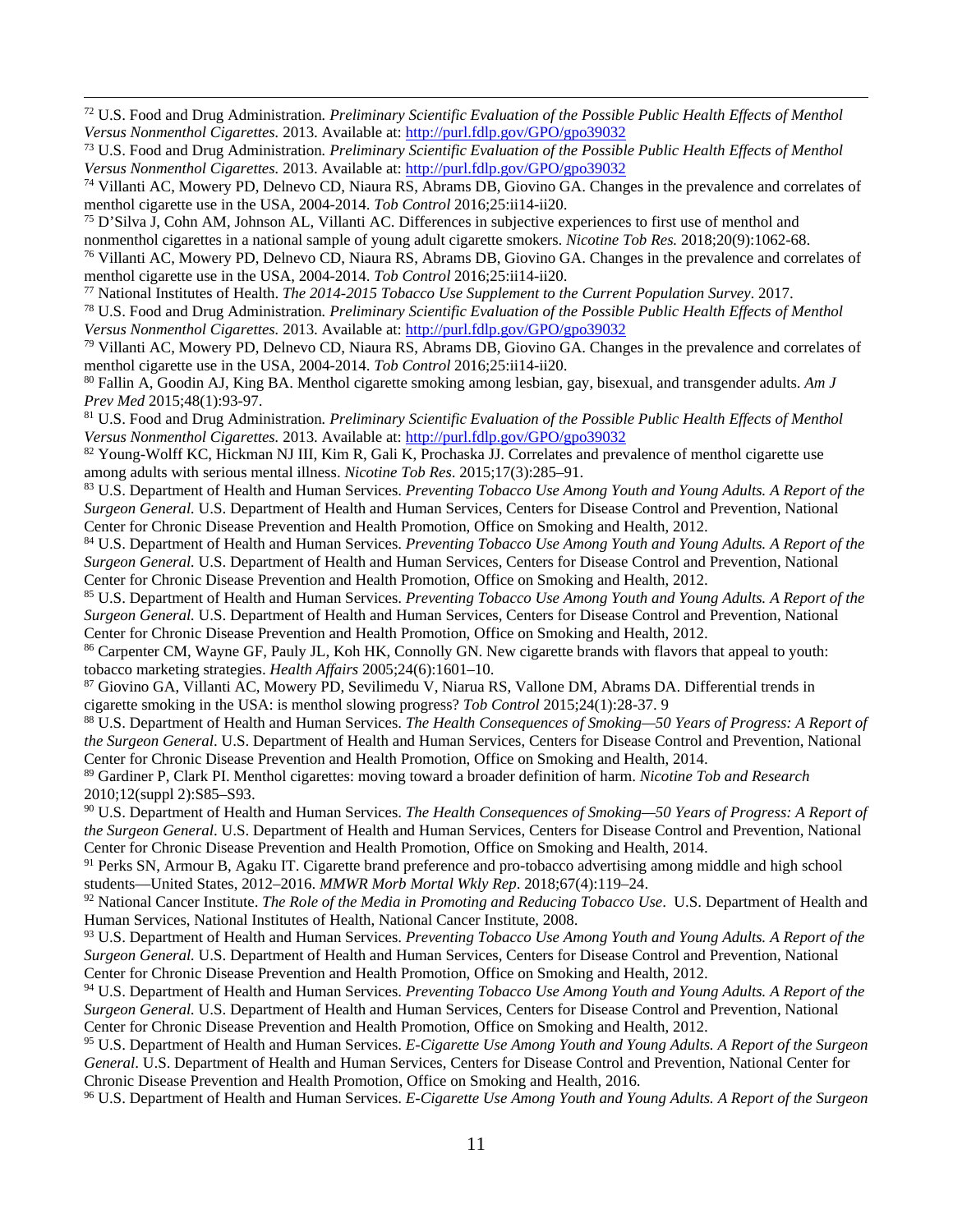[72] U.S. Food and Drug Administration. *Preliminary Scientific Evaluation of the Possible Public Health Effects of Menthol Versus Nonmenthol Cigarettes.* 2013. Available at: http://purl.fdlp.gov/GPO/gpo39032

[73] U.S. Food and Drug Administration. *Preliminary Scientific Evaluation of the Possible Public Health Effects of Menthol Versus Nonmenthol Cigarettes.* 2013. Available at: http://purl.fdlp.gov/GPO/gpo39032

[74] Villanti AC, Mowery PD, Delnevo CD, Niaura RS, Abrams DB, Giovino GA. Changes in the prevalence and correlates of menthol cigarette use in the USA, 2004-2014. *Tob Control* 2016;25:ii14-ii20.

[75] D'Silva J, Cohn AM, Johnson AL, Villanti AC. Differences in subjective experiences to first use of menthol and nonmenthol cigarettes in a national sample of young adult cigarette smokers. *Nicotine Tob Res.* 2018;20(9):1062-68.

[76] Villanti AC, Mowery PD, Delnevo CD, Niaura RS, Abrams DB, Giovino GA. Changes in the prevalence and correlates of menthol cigarette use in the USA, 2004-2014. *Tob Control* 2016;25:ii14-ii20.

[77] National Institutes of Health. *The 2014-2015 Tobacco Use Supplement to the Current Population Survey*. 2017.

[78] U.S. Food and Drug Administration. *Preliminary Scientific Evaluation of the Possible Public Health Effects of Menthol Versus Nonmenthol Cigarettes.* 2013. Available at: http://purl.fdlp.gov/GPO/gpo39032

[79] Villanti AC, Mowery PD, Delnevo CD, Niaura RS, Abrams DB, Giovino GA. Changes in the prevalence and correlates of menthol cigarette use in the USA, 2004-2014. *Tob Control* 2016;25:ii14-ii20.

[80] Fallin A, Goodin AJ, King BA. Menthol cigarette smoking among lesbian, gay, bisexual, and transgender adults. *Am J Prev Med* 2015;48(1):93-97.

[81] U.S. Food and Drug Administration. *Preliminary Scientific Evaluation of the Possible Public Health Effects of Menthol Versus Nonmenthol Cigarettes.* 2013. Available at: http://purl.fdlp.gov/GPO/gpo39032

[82] Young-Wolff KC, Hickman NJ III, Kim R, Gali K, Prochaska JJ. Correlates and prevalence of menthol cigarette use among adults with serious mental illness. *Nicotine Tob Res*. 2015;17(3):285–91.

[83] U.S. Department of Health and Human Services. *Preventing Tobacco Use Among Youth and Young Adults. A Report of the Surgeon General.* U.S. Department of Health and Human Services, Centers for Disease Control and Prevention, National Center for Chronic Disease Prevention and Health Promotion, Office on Smoking and Health, 2012.

[84] U.S. Department of Health and Human Services. *Preventing Tobacco Use Among Youth and Young Adults. A Report of the Surgeon General.* U.S. Department of Health and Human Services, Centers for Disease Control and Prevention, National Center for Chronic Disease Prevention and Health Promotion, Office on Smoking and Health, 2012.

[85] U.S. Department of Health and Human Services. *Preventing Tobacco Use Among Youth and Young Adults. A Report of the Surgeon General.* U.S. Department of Health and Human Services, Centers for Disease Control and Prevention, National Center for Chronic Disease Prevention and Health Promotion, Office on Smoking and Health, 2012.

[86] Carpenter CM, Wayne GF, Pauly JL, Koh HK, Connolly GN. New cigarette brands with flavors that appeal to youth: tobacco marketing strategies. *Health Affairs* 2005;24(6):1601–10.

[87] Giovino GA, Villanti AC, Mowery PD, Sevilimedu V, Niarua RS, Vallone DM, Abrams DA. Differential trends in cigarette smoking in the USA: is menthol slowing progress? *Tob Control* 2015;24(1):28-37. 9

[88] U.S. Department of Health and Human Services. *The Health Consequences of Smoking—50 Years of Progress: A Report of the Surgeon General*. U.S. Department of Health and Human Services, Centers for Disease Control and Prevention, National Center for Chronic Disease Prevention and Health Promotion, Office on Smoking and Health, 2014.

[89] Gardiner P, Clark PI. Menthol cigarettes: moving toward a broader definition of harm. *Nicotine Tob and Research* 2010;12(suppl 2):S85–S93.

[90] U.S. Department of Health and Human Services. *The Health Consequences of Smoking—50 Years of Progress: A Report of the Surgeon General*. U.S. Department of Health and Human Services, Centers for Disease Control and Prevention, National Center for Chronic Disease Prevention and Health Promotion, Office on Smoking and Health, 2014.

[91] Perks SN, Armour B, Agaku IT. Cigarette brand preference and pro-tobacco advertising among middle and high school students—United States, 2012–2016. *MMWR Morb Mortal Wkly Rep*. 2018;67(4):119–24.

[92] National Cancer Institute. *The Role of the Media in Promoting and Reducing Tobacco Use*. U.S. Department of Health and Human Services, National Institutes of Health, National Cancer Institute, 2008.

[93] U.S. Department of Health and Human Services. *Preventing Tobacco Use Among Youth and Young Adults. A Report of the Surgeon General.* U.S. Department of Health and Human Services, Centers for Disease Control and Prevention, National Center for Chronic Disease Prevention and Health Promotion, Office on Smoking and Health, 2012.

[94] U.S. Department of Health and Human Services. *Preventing Tobacco Use Among Youth and Young Adults. A Report of the Surgeon General.* U.S. Department of Health and Human Services, Centers for Disease Control and Prevention, National Center for Chronic Disease Prevention and Health Promotion, Office on Smoking and Health, 2012.

[95] U.S. Department of Health and Human Services. *E-Cigarette Use Among Youth and Young Adults. A Report of the Surgeon General*. U.S. Department of Health and Human Services, Centers for Disease Control and Prevention, National Center for Chronic Disease Prevention and Health Promotion, Office on Smoking and Health, 2016.

[96] U.S. Department of Health and Human Services. *E-Cigarette Use Among Youth and Young Adults. A Report of the Surgeon*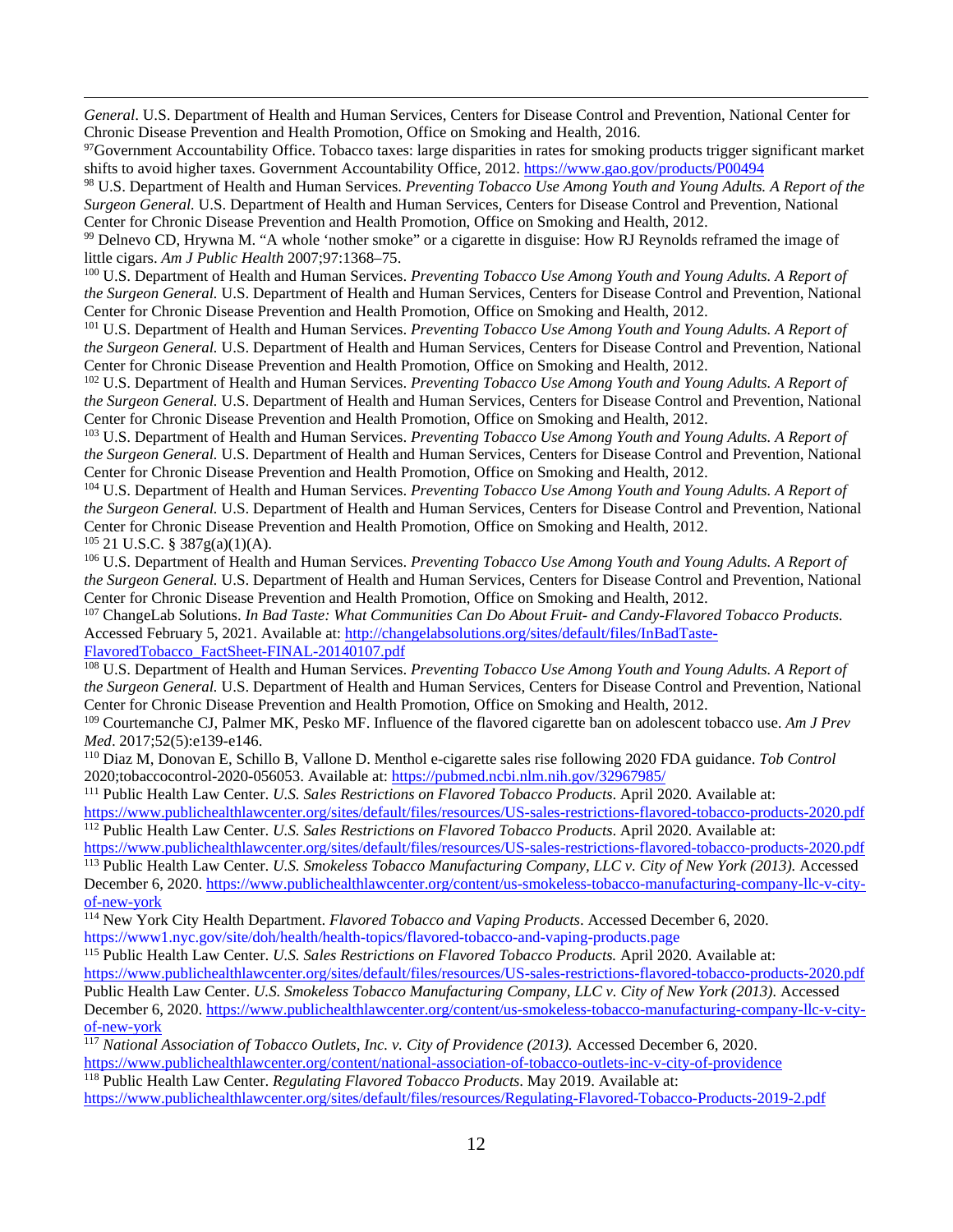*General*. U.S. Department of Health and Human Services, Centers for Disease Control and Prevention, National Center for Chronic Disease Prevention and Health Promotion, Office on Smoking and Health, 2016.

[97]Government Accountability Office. Tobacco taxes: large disparities in rates for smoking products trigger significant market shifts to avoid higher taxes. Government Accountability Office, 2012. https://www.gao.gov/products/P00494

[98] U.S. Department of Health and Human Services. *Preventing Tobacco Use Among Youth and Young Adults. A Report of the Surgeon General.* U.S. Department of Health and Human Services, Centers for Disease Control and Prevention, National Center for Chronic Disease Prevention and Health Promotion, Office on Smoking and Health, 2012.

[99] Delnevo CD, Hrywna M. "A whole 'nother smoke" or a cigarette in disguise: How RJ Reynolds reframed the image of little cigars. *Am J Public Health* 2007;97:1368–75.

[100] U.S. Department of Health and Human Services. *Preventing Tobacco Use Among Youth and Young Adults. A Report of the Surgeon General.* U.S. Department of Health and Human Services, Centers for Disease Control and Prevention, National Center for Chronic Disease Prevention and Health Promotion, Office on Smoking and Health, 2012.

[101] U.S. Department of Health and Human Services. *Preventing Tobacco Use Among Youth and Young Adults. A Report of the Surgeon General.* U.S. Department of Health and Human Services, Centers for Disease Control and Prevention, National Center for Chronic Disease Prevention and Health Promotion, Office on Smoking and Health, 2012.

[102] U.S. Department of Health and Human Services. *Preventing Tobacco Use Among Youth and Young Adults. A Report of the Surgeon General.* U.S. Department of Health and Human Services, Centers for Disease Control and Prevention, National Center for Chronic Disease Prevention and Health Promotion, Office on Smoking and Health, 2012.

[103] U.S. Department of Health and Human Services. *Preventing Tobacco Use Among Youth and Young Adults. A Report of the Surgeon General.* U.S. Department of Health and Human Services, Centers for Disease Control and Prevention, National Center for Chronic Disease Prevention and Health Promotion, Office on Smoking and Health, 2012.

[104] U.S. Department of Health and Human Services. *Preventing Tobacco Use Among Youth and Young Adults. A Report of the Surgeon General.* U.S. Department of Health and Human Services, Centers for Disease Control and Prevention, National Center for Chronic Disease Prevention and Health Promotion, Office on Smoking and Health, 2012.

[105] 21 U.S.C. § 387g(a)(1)(A).

[106] U.S. Department of Health and Human Services. *Preventing Tobacco Use Among Youth and Young Adults. A Report of the Surgeon General.* U.S. Department of Health and Human Services, Centers for Disease Control and Prevention, National Center for Chronic Disease Prevention and Health Promotion, Office on Smoking and Health, 2012.

[107] ChangeLab Solutions. *In Bad Taste: What Communities Can Do About Fruit- and Candy-Flavored Tobacco Products.* Accessed February 5, 2021. Available at: http://changelabsolutions.org/sites/default/files/InBadTaste-FlavoredTobacco_FactSheet-FINAL-20140107.pdf

[108] U.S. Department of Health and Human Services. *Preventing Tobacco Use Among Youth and Young Adults. A Report of the Surgeon General.* U.S. Department of Health and Human Services, Centers for Disease Control and Prevention, National Center for Chronic Disease Prevention and Health Promotion, Office on Smoking and Health, 2012.

[109] Courtemanche CJ, Palmer MK, Pesko MF. Influence of the flavored cigarette ban on adolescent tobacco use. *Am J Prev Med*. 2017;52(5):e139-e146.

[110] Diaz M, Donovan E, Schillo B, Vallone D. Menthol e-cigarette sales rise following 2020 FDA guidance. *Tob Control* 2020;tobaccocontrol-2020-056053. Available at: https://pubmed.ncbi.nlm.nih.gov/32967985/

[111] Public Health Law Center. *U.S. Sales Restrictions on Flavored Tobacco Products*. April 2020. Available at: https://www.publichealthlawcenter.org/sites/default/files/resources/US-sales-restrictions-flavored-tobacco-products-2020.pdf

[112] Public Health Law Center. *U.S. Sales Restrictions on Flavored Tobacco Products*. April 2020. Available at: https://www.publichealthlawcenter.org/sites/default/files/resources/US-sales-restrictions-flavored-tobacco-products-2020.pdf

[113] Public Health Law Center. *U.S. Smokeless Tobacco Manufacturing Company, LLC v. City of New York (2013).* Accessed December 6, 2020. https://www.publichealthlawcenter.org/content/us-smokeless-tobacco-manufacturing-company-llc-v-city-of-new-york

[114] New York City Health Department. *Flavored Tobacco and Vaping Products*. Accessed December 6, 2020. https://www1.nyc.gov/site/doh/health/health-topics/flavored-tobacco-and-vaping-products.page

[115] Public Health Law Center. *U.S. Sales Restrictions on Flavored Tobacco Products.* April 2020. Available at: https://www.publichealthlawcenter.org/sites/default/files/resources/US-sales-restrictions-flavored-tobacco-products-2020.pdf

Public Health Law Center. *U.S. Smokeless Tobacco Manufacturing Company, LLC v. City of New York (2013).* Accessed December 6, 2020. https://www.publichealthlawcenter.org/content/us-smokeless-tobacco-manufacturing-company-llc-v-city-of-new-york

[117] *National Association of Tobacco Outlets, Inc. v. City of Providence (2013).* Accessed December 6, 2020. https://www.publichealthlawcenter.org/content/national-association-of-tobacco-outlets-inc-v-city-of-providence

[118] Public Health Law Center. *Regulating Flavored Tobacco Products*. May 2019. Available at: https://www.publichealthlawcenter.org/sites/default/files/resources/Regulating-Flavored-Tobacco-Products-2019-2.pdf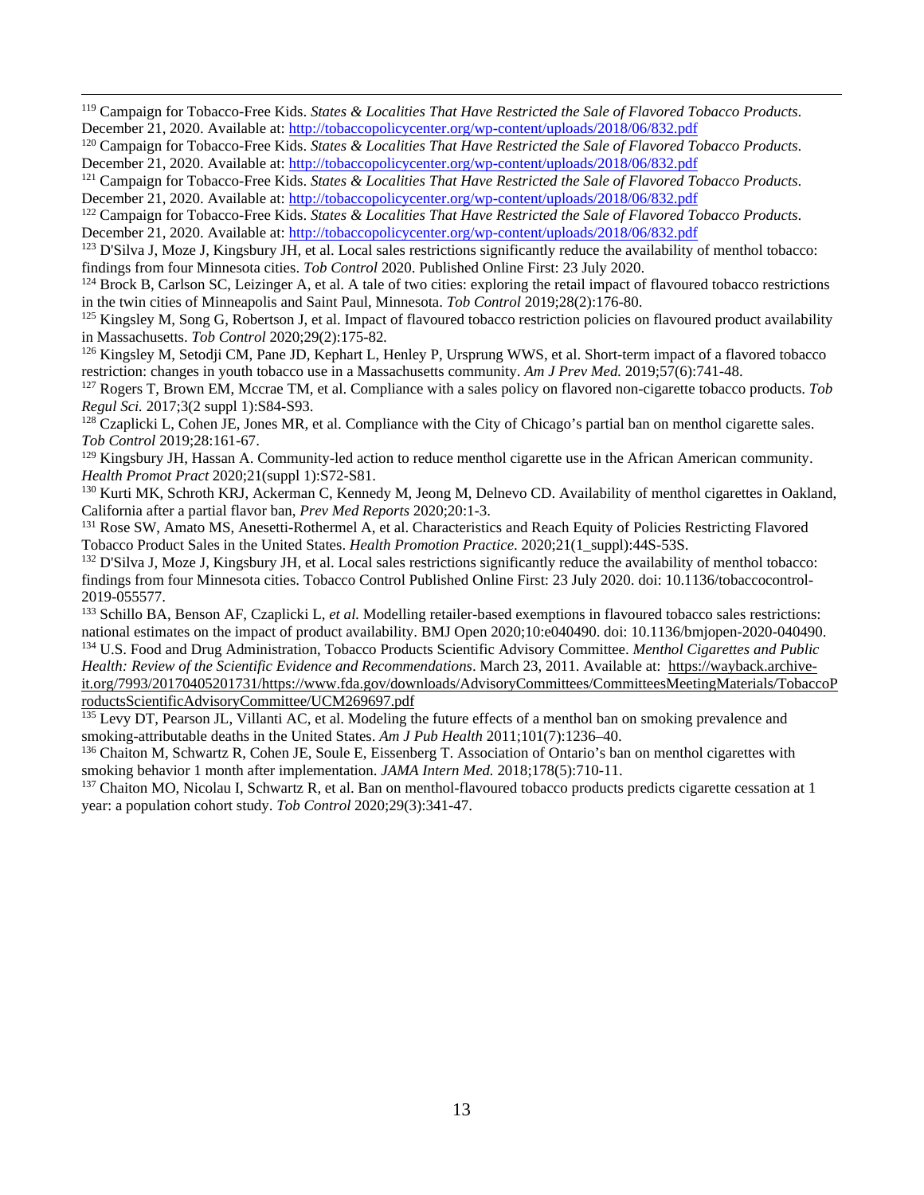[119] Campaign for Tobacco-Free Kids. *States & Localities That Have Restricted the Sale of Flavored Tobacco Products*. December 21, 2020. Available at: http://tobaccopolicycenter.org/wp-content/uploads/2018/06/832.pdf

[120] Campaign for Tobacco-Free Kids. *States & Localities That Have Restricted the Sale of Flavored Tobacco Products*. December 21, 2020. Available at: http://tobaccopolicycenter.org/wp-content/uploads/2018/06/832.pdf

[121] Campaign for Tobacco-Free Kids. *States & Localities That Have Restricted the Sale of Flavored Tobacco Products*. December 21, 2020. Available at: http://tobaccopolicycenter.org/wp-content/uploads/2018/06/832.pdf

[122] Campaign for Tobacco-Free Kids. *States & Localities That Have Restricted the Sale of Flavored Tobacco Products*. December 21, 2020. Available at: http://tobaccopolicycenter.org/wp-content/uploads/2018/06/832.pdf

[123] D'Silva J, Moze J, Kingsbury JH, et al. Local sales restrictions significantly reduce the availability of menthol tobacco: findings from four Minnesota cities. *Tob Control* 2020. Published Online First: 23 July 2020.

[124] Brock B, Carlson SC, Leizinger A, et al. A tale of two cities: exploring the retail impact of flavoured tobacco restrictions in the twin cities of Minneapolis and Saint Paul, Minnesota. *Tob Control* 2019;28(2):176-80.

[125] Kingsley M, Song G, Robertson J, et al. Impact of flavoured tobacco restriction policies on flavoured product availability in Massachusetts. *Tob Control* 2020;29(2):175-82.

[126] Kingsley M, Setodji CM, Pane JD, Kephart L, Henley P, Ursprung WWS, et al. Short-term impact of a flavored tobacco restriction: changes in youth tobacco use in a Massachusetts community. *Am J Prev Med.* 2019;57(6):741-48.

[127] Rogers T, Brown EM, Mccrae TM, et al. Compliance with a sales policy on flavored non-cigarette tobacco products. *Tob Regul Sci.* 2017;3(2 suppl 1):S84-S93.

[128] Czaplicki L, Cohen JE, Jones MR, et al. Compliance with the City of Chicago's partial ban on menthol cigarette sales. *Tob Control* 2019;28:161-67.

[129] Kingsbury JH, Hassan A. Community-led action to reduce menthol cigarette use in the African American community. *Health Promot Pract* 2020;21(suppl 1):S72-S81.

[130] Kurti MK, Schroth KRJ, Ackerman C, Kennedy M, Jeong M, Delnevo CD. Availability of menthol cigarettes in Oakland, California after a partial flavor ban, *Prev Med Reports* 2020;20:1-3.

[131] Rose SW, Amato MS, Anesetti-Rothermel A, et al. Characteristics and Reach Equity of Policies Restricting Flavored Tobacco Product Sales in the United States. *Health Promotion Practice*. 2020;21(1_suppl):44S-53S.

[132] D'Silva J, Moze J, Kingsbury JH, et al. Local sales restrictions significantly reduce the availability of menthol tobacco: findings from four Minnesota cities. Tobacco Control Published Online First: 23 July 2020. doi: 10.1136/tobaccocontrol-2019-055577.

[133] Schillo BA, Benson AF, Czaplicki L, *et al.* Modelling retailer-based exemptions in flavoured tobacco sales restrictions: national estimates on the impact of product availability. BMJ Open 2020;10:e040490. doi: 10.1136/bmjopen-2020-040490.

[134] U.S. Food and Drug Administration, Tobacco Products Scientific Advisory Committee. *Menthol Cigarettes and Public Health: Review of the Scientific Evidence and Recommendations*. March 23, 2011. Available at: https://wayback.archive-it.org/7993/20170405201731/https://www.fda.gov/downloads/AdvisoryCommittees/CommitteesMeetingMaterials/TobaccoProductsScientificAdvisoryCommittee/UCM269697.pdf

[135] Levy DT, Pearson JL, Villanti AC, et al. Modeling the future effects of a menthol ban on smoking prevalence and smoking-attributable deaths in the United States. *Am J Pub Health* 2011;101(7):1236–40.

[136] Chaiton M, Schwartz R, Cohen JE, Soule E, Eissenberg T. Association of Ontario's ban on menthol cigarettes with smoking behavior 1 month after implementation. *JAMA Intern Med.* 2018;178(5):710-11.

[137] Chaiton MO, Nicolau I, Schwartz R, et al. Ban on menthol-flavoured tobacco products predicts cigarette cessation at 1 year: a population cohort study. *Tob Control* 2020;29(3):341-47.